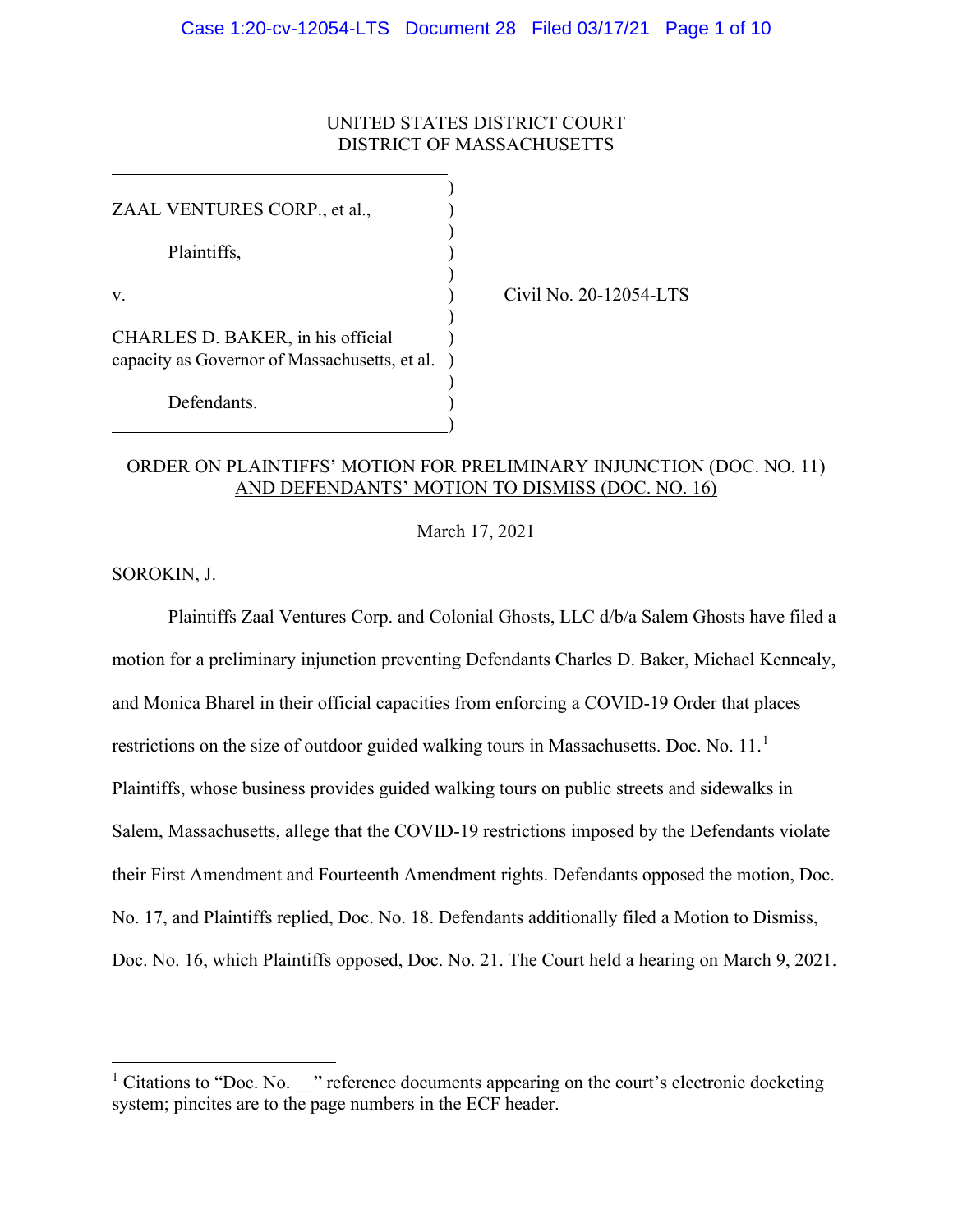UNITED STATES DISTRICT COURT
DISTRICT OF MASSACHUSETTS

| | | |
|---|---|---|
| ZAAL VENTURES CORP., et al., | ) | |
| Plaintiffs, | ) | |
| v. | ) | Civil No. 20-12054-LTS |
| CHARLES D. BAKER, in his official capacity as Governor of Massachusetts, et al. | ) | |
| Defendants. | ) | |

## ORDER ON PLAINTIFFS' MOTION FOR PRELIMINARY INJUNCTION (DOC. NO. 11) AND DEFENDANTS' MOTION TO DISMISS (DOC. NO. 16)

March 17, 2021

SOROKIN, J.

Plaintiffs Zaal Ventures Corp. and Colonial Ghosts, LLC d/b/a Salem Ghosts have filed a motion for a preliminary injunction preventing Defendants Charles D. Baker, Michael Kennealy, and Monica Bharel in their official capacities from enforcing a COVID-19 Order that places restrictions on the size of outdoor guided walking tours in Massachusetts. Doc. No. 11.[1] Plaintiffs, whose business provides guided walking tours on public streets and sidewalks in Salem, Massachusetts, allege that the COVID-19 restrictions imposed by the Defendants violate their First Amendment and Fourteenth Amendment rights. Defendants opposed the motion, Doc. No. 17, and Plaintiffs replied, Doc. No. 18. Defendants additionally filed a Motion to Dismiss, Doc. No. 16, which Plaintiffs opposed, Doc. No. 21. The Court held a hearing on March 9, 2021.

[1] Citations to "Doc. No. __" reference documents appearing on the court's electronic docketing system; pincites are to the page numbers in the ECF header.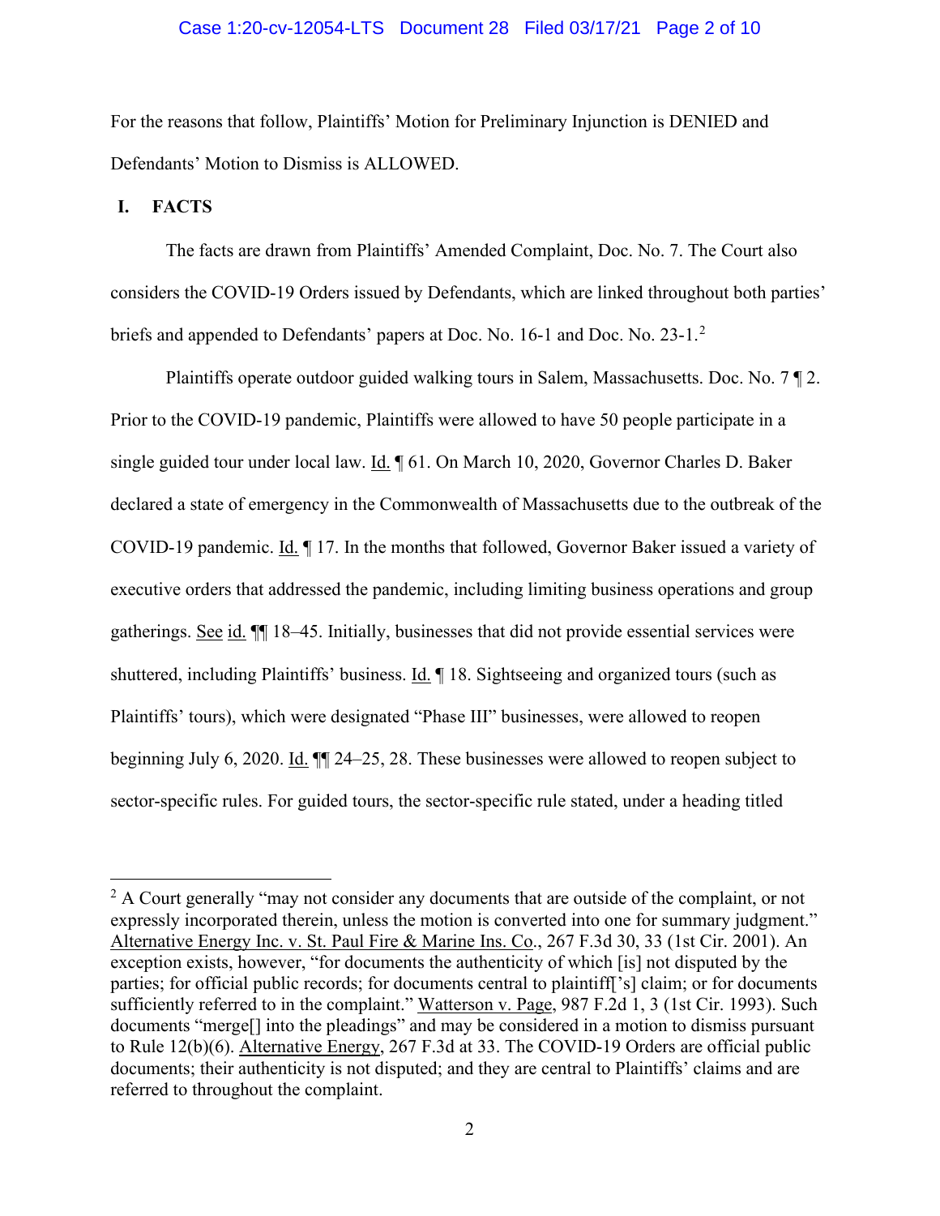For the reasons that follow, Plaintiffs' Motion for Preliminary Injunction is DENIED and Defendants' Motion to Dismiss is ALLOWED.

## I. FACTS

The facts are drawn from Plaintiffs' Amended Complaint, Doc. No. 7. The Court also considers the COVID-19 Orders issued by Defendants, which are linked throughout both parties' briefs and appended to Defendants' papers at Doc. No. 16-1 and Doc. No. 23-1.[2]

Plaintiffs operate outdoor guided walking tours in Salem, Massachusetts. Doc. No. 7 ¶ 2. Prior to the COVID-19 pandemic, Plaintiffs were allowed to have 50 people participate in a single guided tour under local law. Id. ¶ 61. On March 10, 2020, Governor Charles D. Baker declared a state of emergency in the Commonwealth of Massachusetts due to the outbreak of the COVID-19 pandemic. Id. ¶ 17. In the months that followed, Governor Baker issued a variety of executive orders that addressed the pandemic, including limiting business operations and group gatherings. See id. ¶¶ 18–45. Initially, businesses that did not provide essential services were shuttered, including Plaintiffs' business. Id. ¶ 18. Sightseeing and organized tours (such as Plaintiffs' tours), which were designated "Phase III" businesses, were allowed to reopen beginning July 6, 2020. Id. ¶¶ 24–25, 28. These businesses were allowed to reopen subject to sector-specific rules. For guided tours, the sector-specific rule stated, under a heading titled

---

[2] A Court generally "may not consider any documents that are outside of the complaint, or not expressly incorporated therein, unless the motion is converted into one for summary judgment." Alternative Energy Inc. v. St. Paul Fire & Marine Ins. Co., 267 F.3d 30, 33 (1st Cir. 2001). An exception exists, however, "for documents the authenticity of which [is] not disputed by the parties; for official public records; for documents central to plaintiff['s] claim; or for documents sufficiently referred to in the complaint." Watterson v. Page, 987 F.2d 1, 3 (1st Cir. 1993). Such documents "merge[] into the pleadings" and may be considered in a motion to dismiss pursuant to Rule 12(b)(6). Alternative Energy, 267 F.3d at 33. The COVID-19 Orders are official public documents; their authenticity is not disputed; and they are central to Plaintiffs' claims and are referred to throughout the complaint.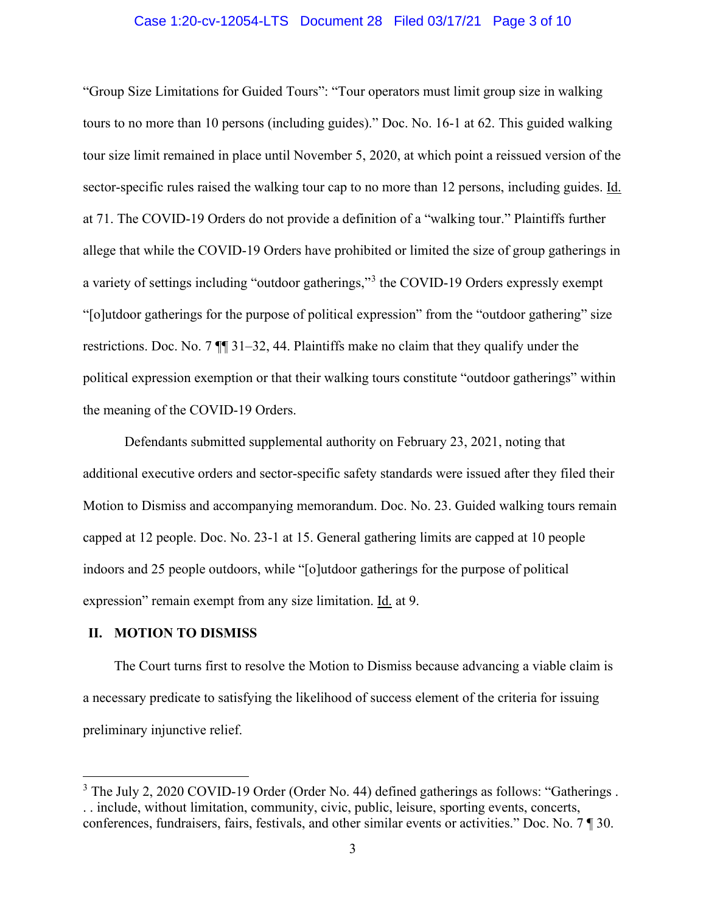"Group Size Limitations for Guided Tours": "Tour operators must limit group size in walking tours to no more than 10 persons (including guides)." Doc. No. 16-1 at 62. This guided walking tour size limit remained in place until November 5, 2020, at which point a reissued version of the sector-specific rules raised the walking tour cap to no more than 12 persons, including guides. Id. at 71. The COVID-19 Orders do not provide a definition of a "walking tour." Plaintiffs further allege that while the COVID-19 Orders have prohibited or limited the size of group gatherings in a variety of settings including "outdoor gatherings,"[3] the COVID-19 Orders expressly exempt "[o]utdoor gatherings for the purpose of political expression" from the "outdoor gathering" size restrictions. Doc. No. 7 ¶¶ 31–32, 44. Plaintiffs make no claim that they qualify under the political expression exemption or that their walking tours constitute "outdoor gatherings" within the meaning of the COVID-19 Orders.

Defendants submitted supplemental authority on February 23, 2021, noting that additional executive orders and sector-specific safety standards were issued after they filed their Motion to Dismiss and accompanying memorandum. Doc. No. 23. Guided walking tours remain capped at 12 people. Doc. No. 23-1 at 15. General gathering limits are capped at 10 people indoors and 25 people outdoors, while "[o]utdoor gatherings for the purpose of political expression" remain exempt from any size limitation. Id. at 9.

## II. MOTION TO DISMISS

The Court turns first to resolve the Motion to Dismiss because advancing a viable claim is a necessary predicate to satisfying the likelihood of success element of the criteria for issuing preliminary injunctive relief.

---

[3] The July 2, 2020 COVID-19 Order (Order No. 44) defined gatherings as follows: "Gatherings . . . include, without limitation, community, civic, public, leisure, sporting events, concerts, conferences, fundraisers, fairs, festivals, and other similar events or activities." Doc. No. 7 ¶ 30.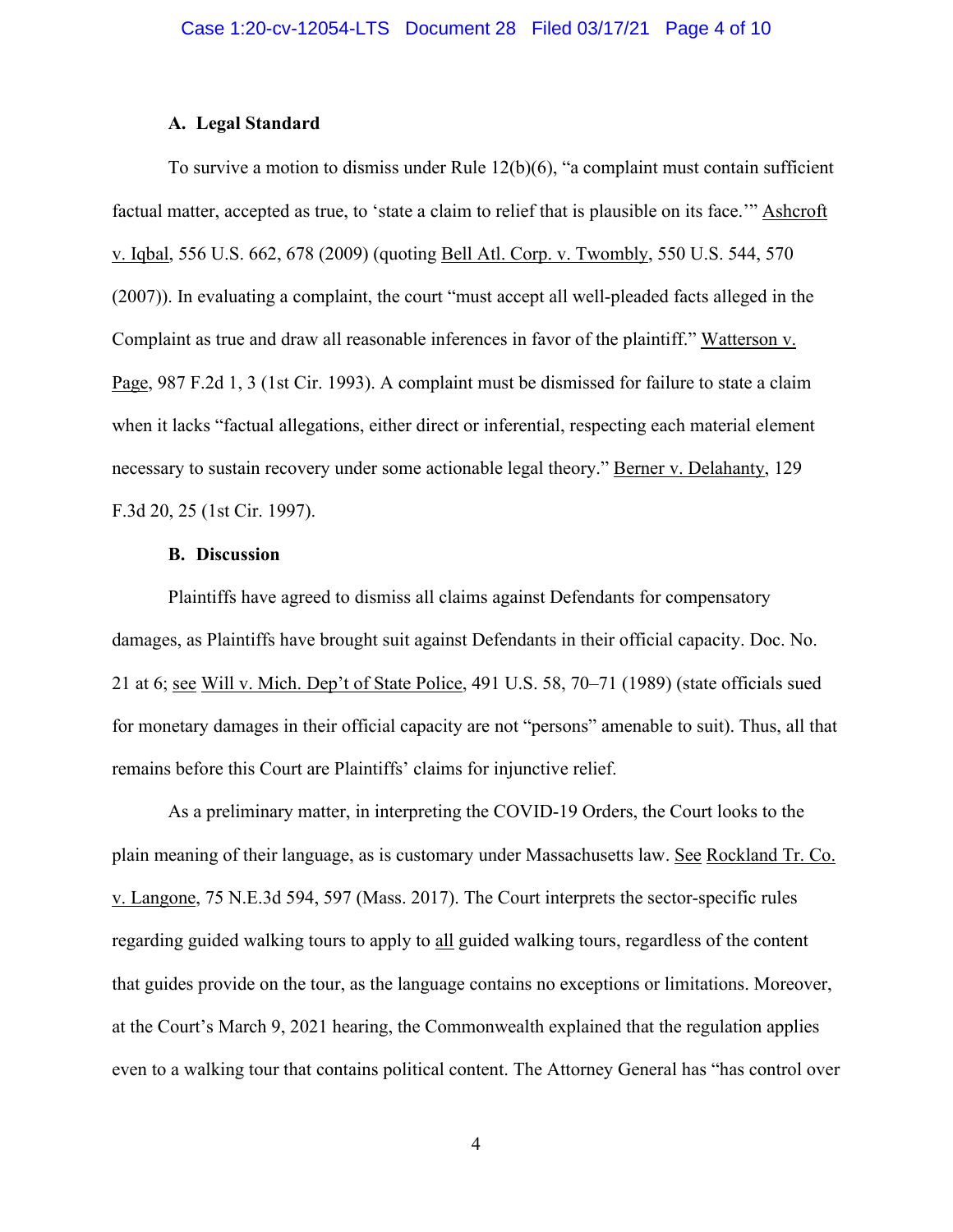### A. Legal Standard

To survive a motion to dismiss under Rule 12(b)(6), "a complaint must contain sufficient factual matter, accepted as true, to 'state a claim to relief that is plausible on its face.'" Ashcroft v. Iqbal, 556 U.S. 662, 678 (2009) (quoting Bell Atl. Corp. v. Twombly, 550 U.S. 544, 570 (2007)). In evaluating a complaint, the court "must accept all well-pleaded facts alleged in the Complaint as true and draw all reasonable inferences in favor of the plaintiff." Watterson v. Page, 987 F.2d 1, 3 (1st Cir. 1993). A complaint must be dismissed for failure to state a claim when it lacks "factual allegations, either direct or inferential, respecting each material element necessary to sustain recovery under some actionable legal theory." Berner v. Delahanty, 129 F.3d 20, 25 (1st Cir. 1997).

### B. Discussion

Plaintiffs have agreed to dismiss all claims against Defendants for compensatory damages, as Plaintiffs have brought suit against Defendants in their official capacity. Doc. No. 21 at 6; see Will v. Mich. Dep't of State Police, 491 U.S. 58, 70–71 (1989) (state officials sued for monetary damages in their official capacity are not "persons" amenable to suit). Thus, all that remains before this Court are Plaintiffs' claims for injunctive relief.

As a preliminary matter, in interpreting the COVID-19 Orders, the Court looks to the plain meaning of their language, as is customary under Massachusetts law. See Rockland Tr. Co. v. Langone, 75 N.E.3d 594, 597 (Mass. 2017). The Court interprets the sector-specific rules regarding guided walking tours to apply to all guided walking tours, regardless of the content that guides provide on the tour, as the language contains no exceptions or limitations. Moreover, at the Court's March 9, 2021 hearing, the Commonwealth explained that the regulation applies even to a walking tour that contains political content. The Attorney General has "has control over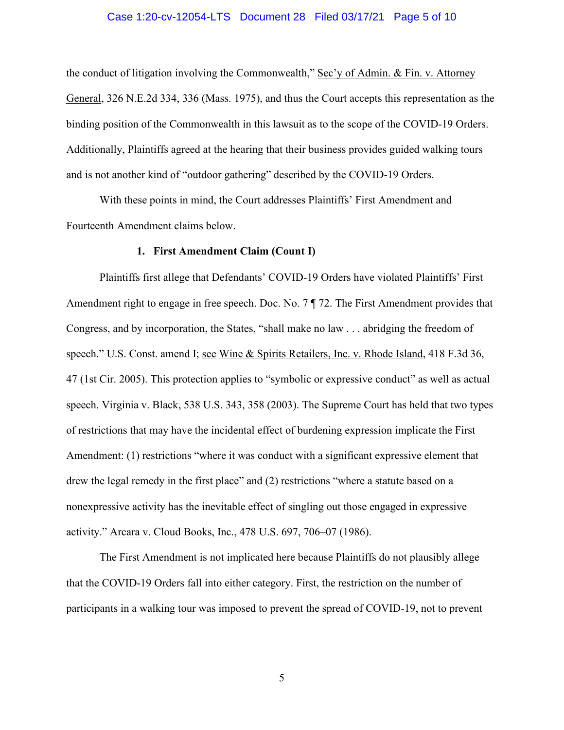the conduct of litigation involving the Commonwealth," Sec'y of Admin. & Fin. v. Attorney General, 326 N.E.2d 334, 336 (Mass. 1975), and thus the Court accepts this representation as the binding position of the Commonwealth in this lawsuit as to the scope of the COVID-19 Orders. Additionally, Plaintiffs agreed at the hearing that their business provides guided walking tours and is not another kind of "outdoor gathering" described by the COVID-19 Orders.

With these points in mind, the Court addresses Plaintiffs' First Amendment and Fourteenth Amendment claims below.

**1. First Amendment Claim (Count I)**

Plaintiffs first allege that Defendants' COVID-19 Orders have violated Plaintiffs' First Amendment right to engage in free speech. Doc. No. 7 ¶ 72. The First Amendment provides that Congress, and by incorporation, the States, "shall make no law . . . abridging the freedom of speech." U.S. Const. amend I; see Wine & Spirits Retailers, Inc. v. Rhode Island, 418 F.3d 36, 47 (1st Cir. 2005). This protection applies to "symbolic or expressive conduct" as well as actual speech. Virginia v. Black, 538 U.S. 343, 358 (2003). The Supreme Court has held that two types of restrictions that may have the incidental effect of burdening expression implicate the First Amendment: (1) restrictions "where it was conduct with a significant expressive element that drew the legal remedy in the first place" and (2) restrictions "where a statute based on a nonexpressive activity has the inevitable effect of singling out those engaged in expressive activity." Arcara v. Cloud Books, Inc., 478 U.S. 697, 706–07 (1986).

The First Amendment is not implicated here because Plaintiffs do not plausibly allege that the COVID-19 Orders fall into either category. First, the restriction on the number of participants in a walking tour was imposed to prevent the spread of COVID-19, not to prevent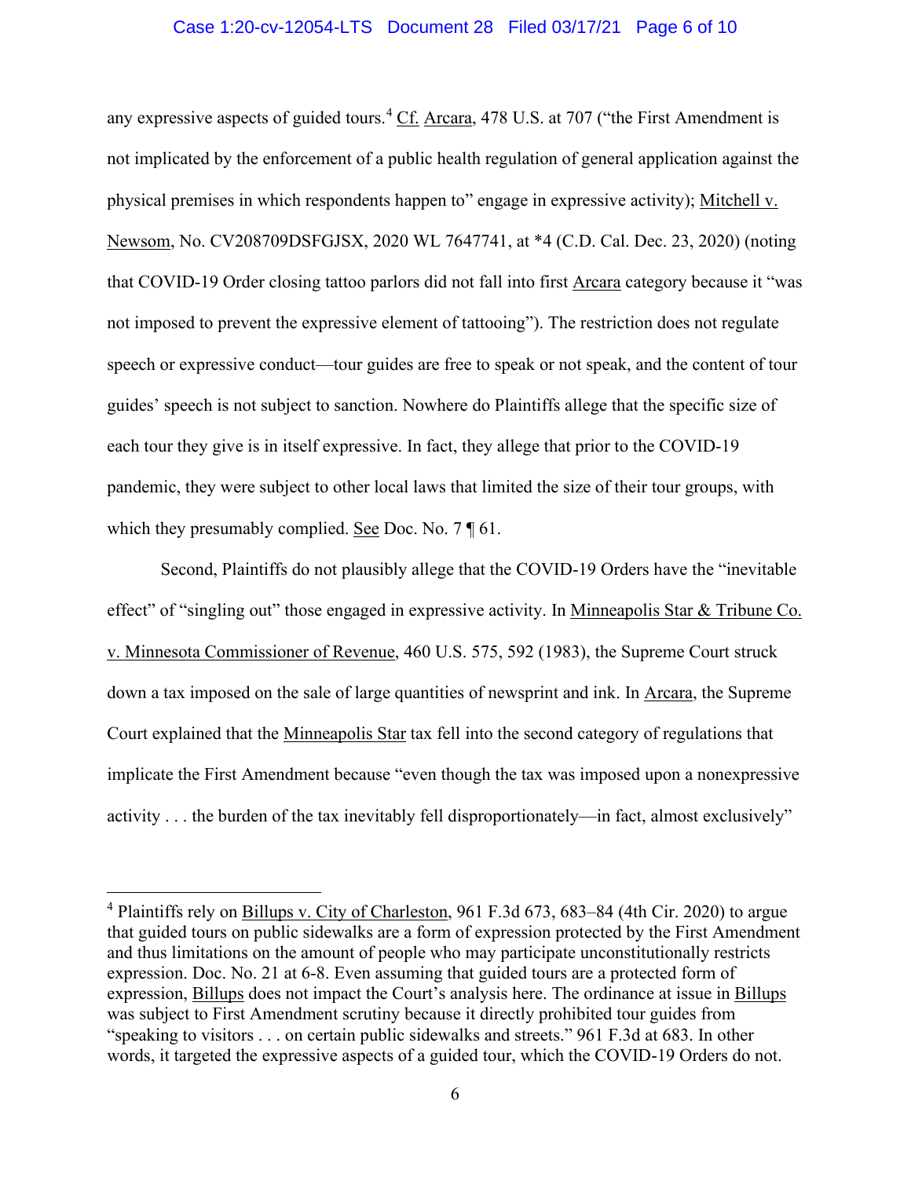any expressive aspects of guided tours.[4] Cf. Arcara, 478 U.S. at 707 ("the First Amendment is not implicated by the enforcement of a public health regulation of general application against the physical premises in which respondents happen to" engage in expressive activity); Mitchell v. Newsom, No. CV208709DSFGJSX, 2020 WL 7647741, at *4 (C.D. Cal. Dec. 23, 2020) (noting that COVID-19 Order closing tattoo parlors did not fall into first Arcara category because it "was not imposed to prevent the expressive element of tattooing"). The restriction does not regulate speech or expressive conduct—tour guides are free to speak or not speak, and the content of tour guides' speech is not subject to sanction. Nowhere do Plaintiffs allege that the specific size of each tour they give is in itself expressive. In fact, they allege that prior to the COVID-19 pandemic, they were subject to other local laws that limited the size of their tour groups, with which they presumably complied. See Doc. No. 7 ¶ 61.

Second, Plaintiffs do not plausibly allege that the COVID-19 Orders have the "inevitable effect" of "singling out" those engaged in expressive activity. In Minneapolis Star & Tribune Co. v. Minnesota Commissioner of Revenue, 460 U.S. 575, 592 (1983), the Supreme Court struck down a tax imposed on the sale of large quantities of newsprint and ink. In Arcara, the Supreme Court explained that the Minneapolis Star tax fell into the second category of regulations that implicate the First Amendment because "even though the tax was imposed upon a nonexpressive activity . . . the burden of the tax inevitably fell disproportionately—in fact, almost exclusively"

[4] Plaintiffs rely on Billups v. City of Charleston, 961 F.3d 673, 683–84 (4th Cir. 2020) to argue that guided tours on public sidewalks are a form of expression protected by the First Amendment and thus limitations on the amount of people who may participate unconstitutionally restricts expression. Doc. No. 21 at 6-8. Even assuming that guided tours are a protected form of expression, Billups does not impact the Court's analysis here. The ordinance at issue in Billups was subject to First Amendment scrutiny because it directly prohibited tour guides from "speaking to visitors . . . on certain public sidewalks and streets." 961 F.3d at 683. In other words, it targeted the expressive aspects of a guided tour, which the COVID-19 Orders do not.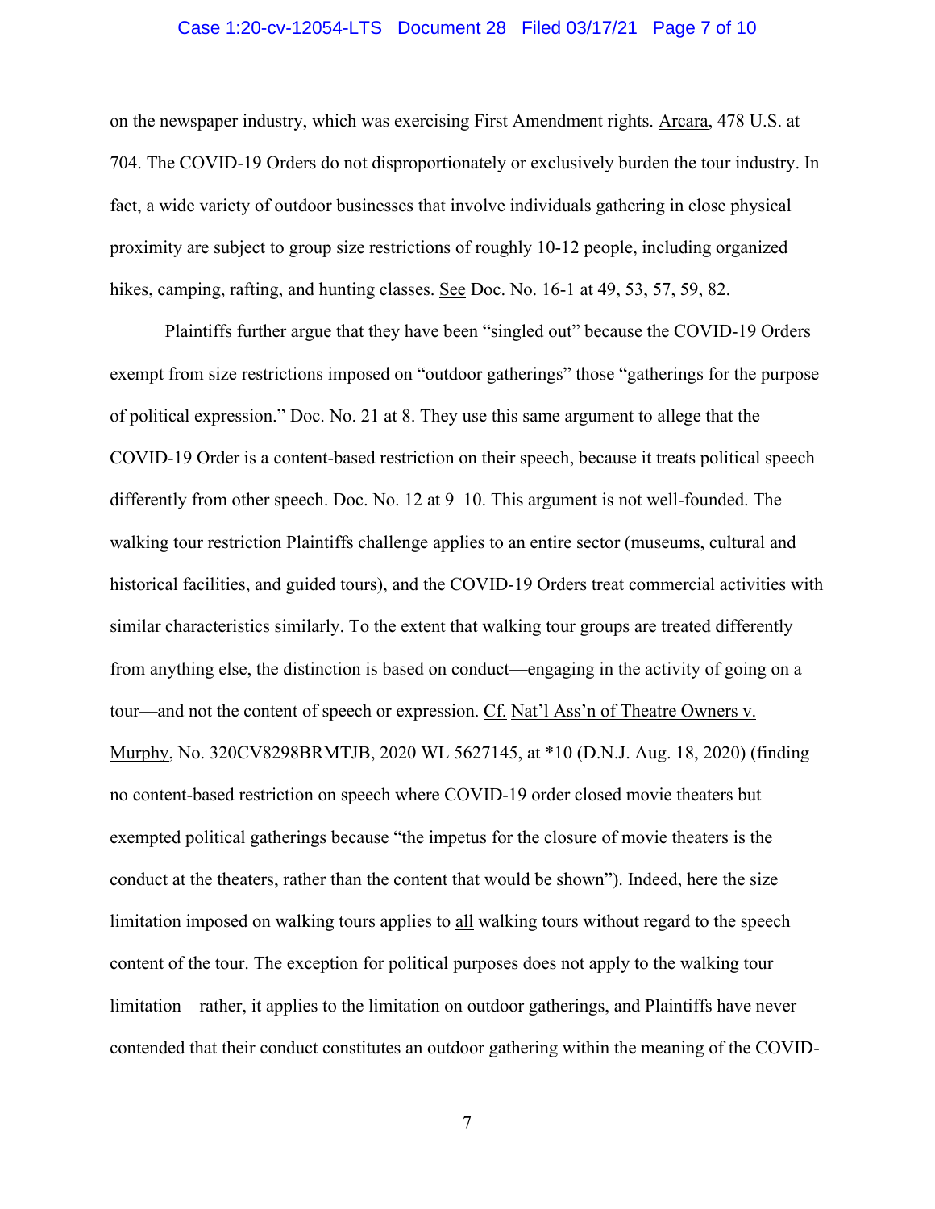on the newspaper industry, which was exercising First Amendment rights. Arcara, 478 U.S. at 704. The COVID-19 Orders do not disproportionately or exclusively burden the tour industry. In fact, a wide variety of outdoor businesses that involve individuals gathering in close physical proximity are subject to group size restrictions of roughly 10-12 people, including organized hikes, camping, rafting, and hunting classes. See Doc. No. 16-1 at 49, 53, 57, 59, 82.

Plaintiffs further argue that they have been "singled out" because the COVID-19 Orders exempt from size restrictions imposed on "outdoor gatherings" those "gatherings for the purpose of political expression." Doc. No. 21 at 8. They use this same argument to allege that the COVID-19 Order is a content-based restriction on their speech, because it treats political speech differently from other speech. Doc. No. 12 at 9–10. This argument is not well-founded. The walking tour restriction Plaintiffs challenge applies to an entire sector (museums, cultural and historical facilities, and guided tours), and the COVID-19 Orders treat commercial activities with similar characteristics similarly. To the extent that walking tour groups are treated differently from anything else, the distinction is based on conduct—engaging in the activity of going on a tour—and not the content of speech or expression. Cf. Nat'l Ass'n of Theatre Owners v. Murphy, No. 320CV8298BRMTJB, 2020 WL 5627145, at *10 (D.N.J. Aug. 18, 2020) (finding no content-based restriction on speech where COVID-19 order closed movie theaters but exempted political gatherings because "the impetus for the closure of movie theaters is the conduct at the theaters, rather than the content that would be shown"). Indeed, here the size limitation imposed on walking tours applies to all walking tours without regard to the speech content of the tour. The exception for political purposes does not apply to the walking tour limitation—rather, it applies to the limitation on outdoor gatherings, and Plaintiffs have never contended that their conduct constitutes an outdoor gathering within the meaning of the COVID-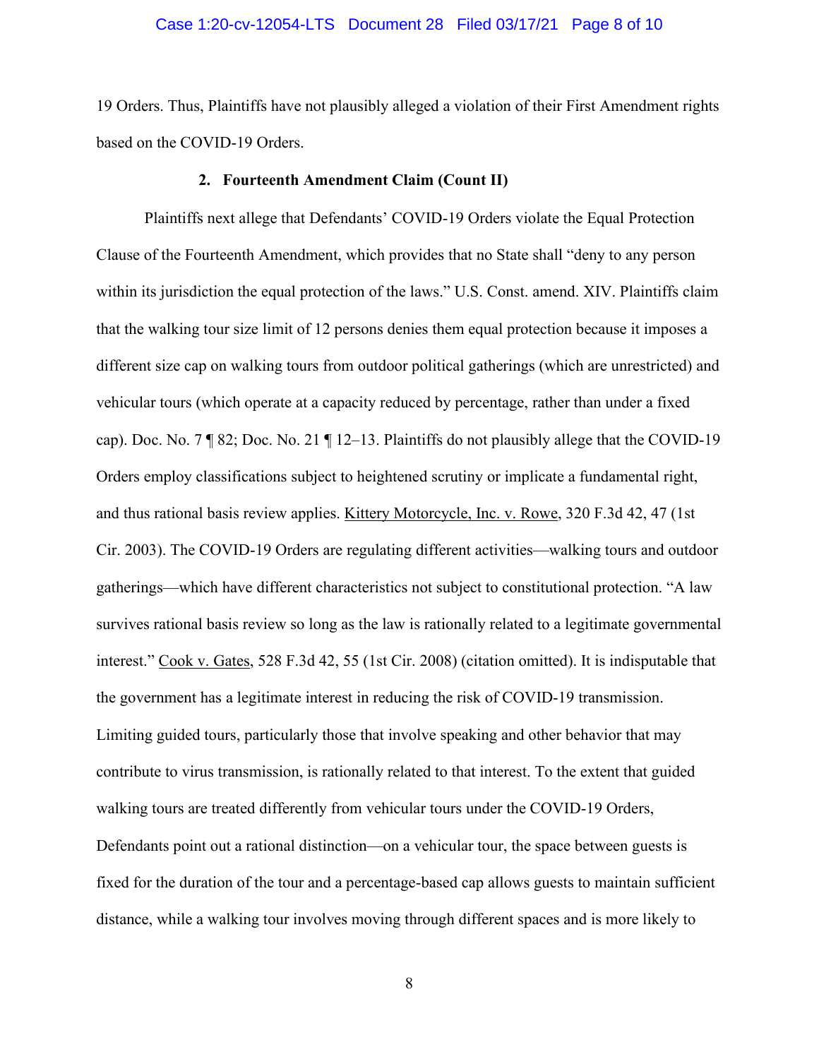19 Orders. Thus, Plaintiffs have not plausibly alleged a violation of their First Amendment rights based on the COVID-19 Orders.

### 2. Fourteenth Amendment Claim (Count II)

Plaintiffs next allege that Defendants' COVID-19 Orders violate the Equal Protection Clause of the Fourteenth Amendment, which provides that no State shall "deny to any person within its jurisdiction the equal protection of the laws." U.S. Const. amend. XIV. Plaintiffs claim that the walking tour size limit of 12 persons denies them equal protection because it imposes a different size cap on walking tours from outdoor political gatherings (which are unrestricted) and vehicular tours (which operate at a capacity reduced by percentage, rather than under a fixed cap). Doc. No. 7 ¶ 82; Doc. No. 21 ¶ 12–13. Plaintiffs do not plausibly allege that the COVID-19 Orders employ classifications subject to heightened scrutiny or implicate a fundamental right, and thus rational basis review applies. Kittery Motorcycle, Inc. v. Rowe, 320 F.3d 42, 47 (1st Cir. 2003). The COVID-19 Orders are regulating different activities—walking tours and outdoor gatherings—which have different characteristics not subject to constitutional protection. "A law survives rational basis review so long as the law is rationally related to a legitimate governmental interest." Cook v. Gates, 528 F.3d 42, 55 (1st Cir. 2008) (citation omitted). It is indisputable that the government has a legitimate interest in reducing the risk of COVID-19 transmission. Limiting guided tours, particularly those that involve speaking and other behavior that may contribute to virus transmission, is rationally related to that interest. To the extent that guided walking tours are treated differently from vehicular tours under the COVID-19 Orders, Defendants point out a rational distinction—on a vehicular tour, the space between guests is fixed for the duration of the tour and a percentage-based cap allows guests to maintain sufficient distance, while a walking tour involves moving through different spaces and is more likely to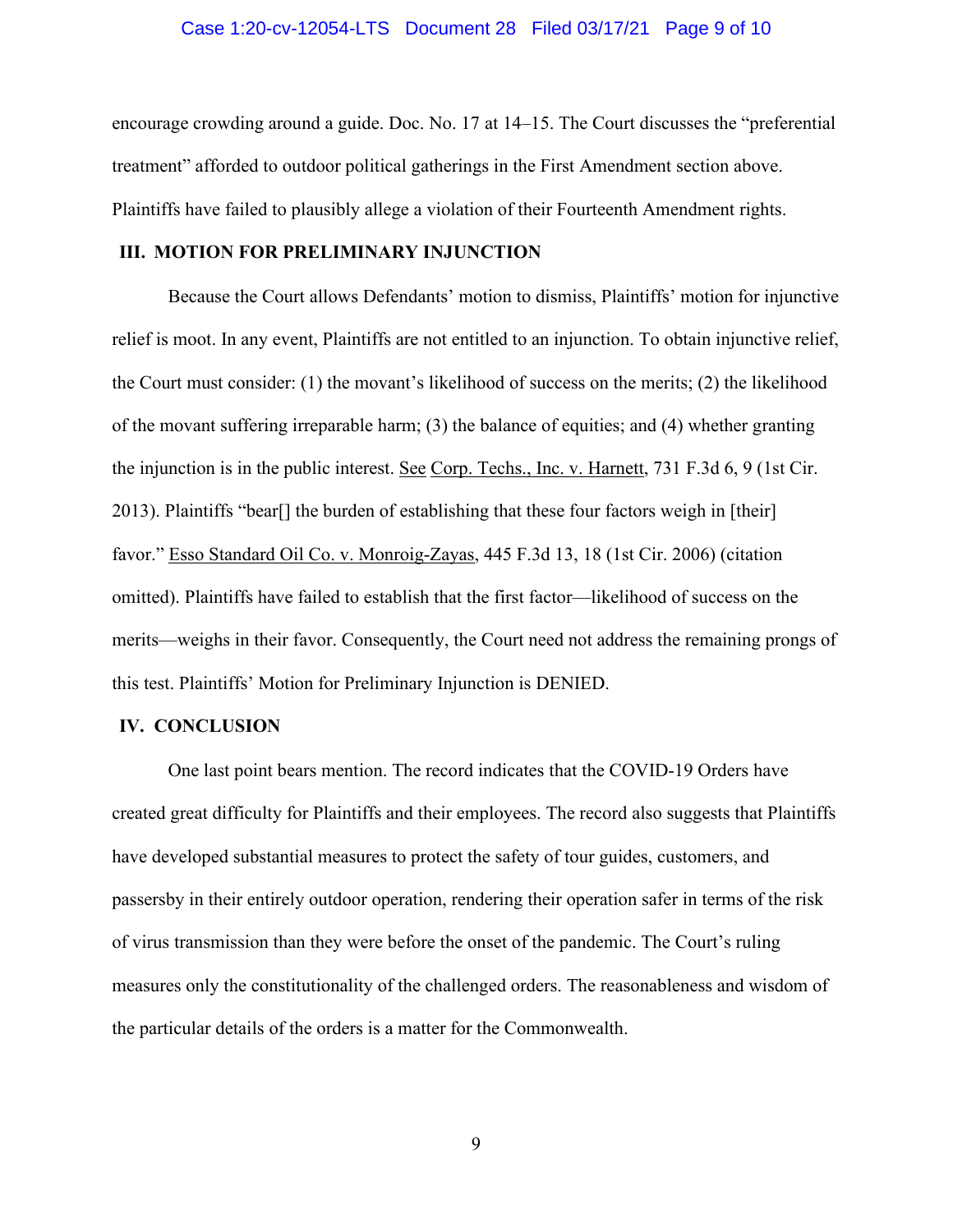encourage crowding around a guide. Doc. No. 17 at 14–15. The Court discusses the "preferential treatment" afforded to outdoor political gatherings in the First Amendment section above. Plaintiffs have failed to plausibly allege a violation of their Fourteenth Amendment rights.

## III. MOTION FOR PRELIMINARY INJUNCTION

Because the Court allows Defendants' motion to dismiss, Plaintiffs' motion for injunctive relief is moot. In any event, Plaintiffs are not entitled to an injunction. To obtain injunctive relief, the Court must consider: (1) the movant's likelihood of success on the merits; (2) the likelihood of the movant suffering irreparable harm; (3) the balance of equities; and (4) whether granting the injunction is in the public interest. See Corp. Techs., Inc. v. Harnett, 731 F.3d 6, 9 (1st Cir. 2013). Plaintiffs "bear[] the burden of establishing that these four factors weigh in [their] favor." Esso Standard Oil Co. v. Monroig-Zayas, 445 F.3d 13, 18 (1st Cir. 2006) (citation omitted). Plaintiffs have failed to establish that the first factor—likelihood of success on the merits—weighs in their favor. Consequently, the Court need not address the remaining prongs of this test. Plaintiffs' Motion for Preliminary Injunction is DENIED.

## IV. CONCLUSION

One last point bears mention. The record indicates that the COVID-19 Orders have created great difficulty for Plaintiffs and their employees. The record also suggests that Plaintiffs have developed substantial measures to protect the safety of tour guides, customers, and passersby in their entirely outdoor operation, rendering their operation safer in terms of the risk of virus transmission than they were before the onset of the pandemic. The Court's ruling measures only the constitutionality of the challenged orders. The reasonableness and wisdom of the particular details of the orders is a matter for the Commonwealth.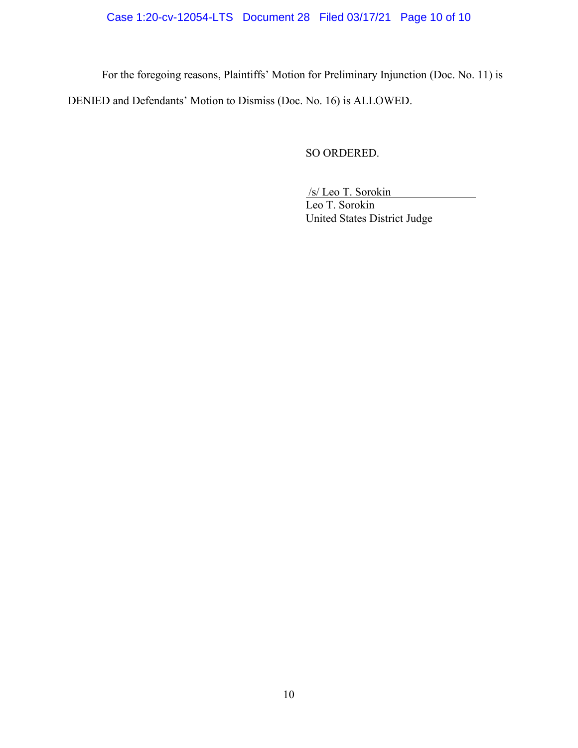For the foregoing reasons, Plaintiffs' Motion for Preliminary Injunction (Doc. No. 11) is DENIED and Defendants' Motion to Dismiss (Doc. No. 16) is ALLOWED.

SO ORDERED.

/s/ Leo T. Sorokin
Leo T. Sorokin
United States District Judge